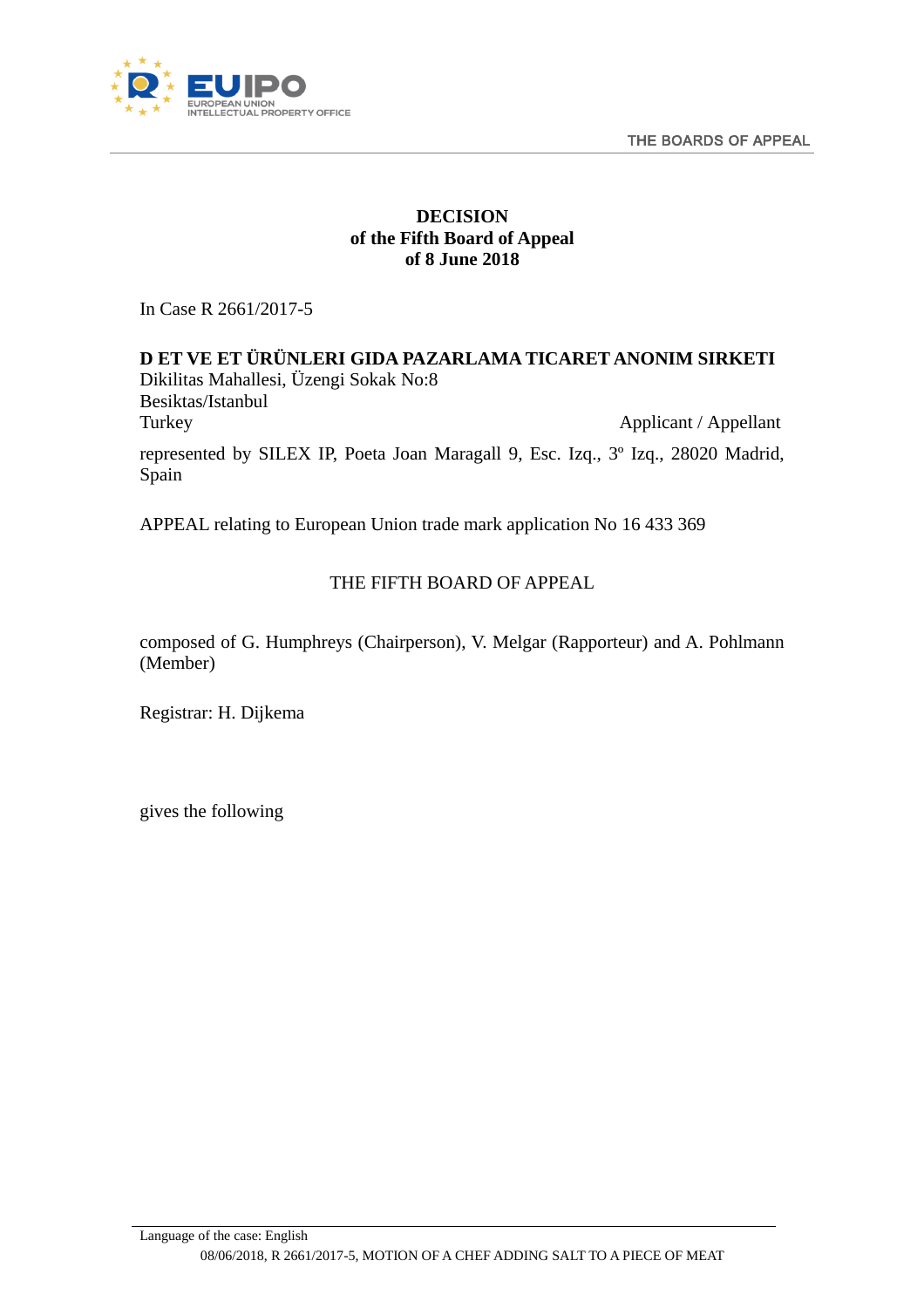# DECISION
## of the Fifth Board of Appeal
## of 8 June 2018

In Case R 2661/2017-5

**D ET VE ET ÜRÜNLERI GIDA PAZARLAMA TICARET ANONIM SIRKETI**
Dikilitas Mahallesi, Üzengi Sokak No:8
Besiktas/Istanbul
Turkey — Applicant / Appellant

represented by SILEX IP, Poeta Joan Maragall 9, Esc. Izq., 3º Izq., 28020 Madrid, Spain

APPEAL relating to European Union trade mark application No 16 433 369

THE FIFTH BOARD OF APPEAL

composed of G. Humphreys (Chairperson), V. Melgar (Rapporteur) and A. Pohlmann (Member)

Registrar: H. Dijkema

gives the following

Language of the case: English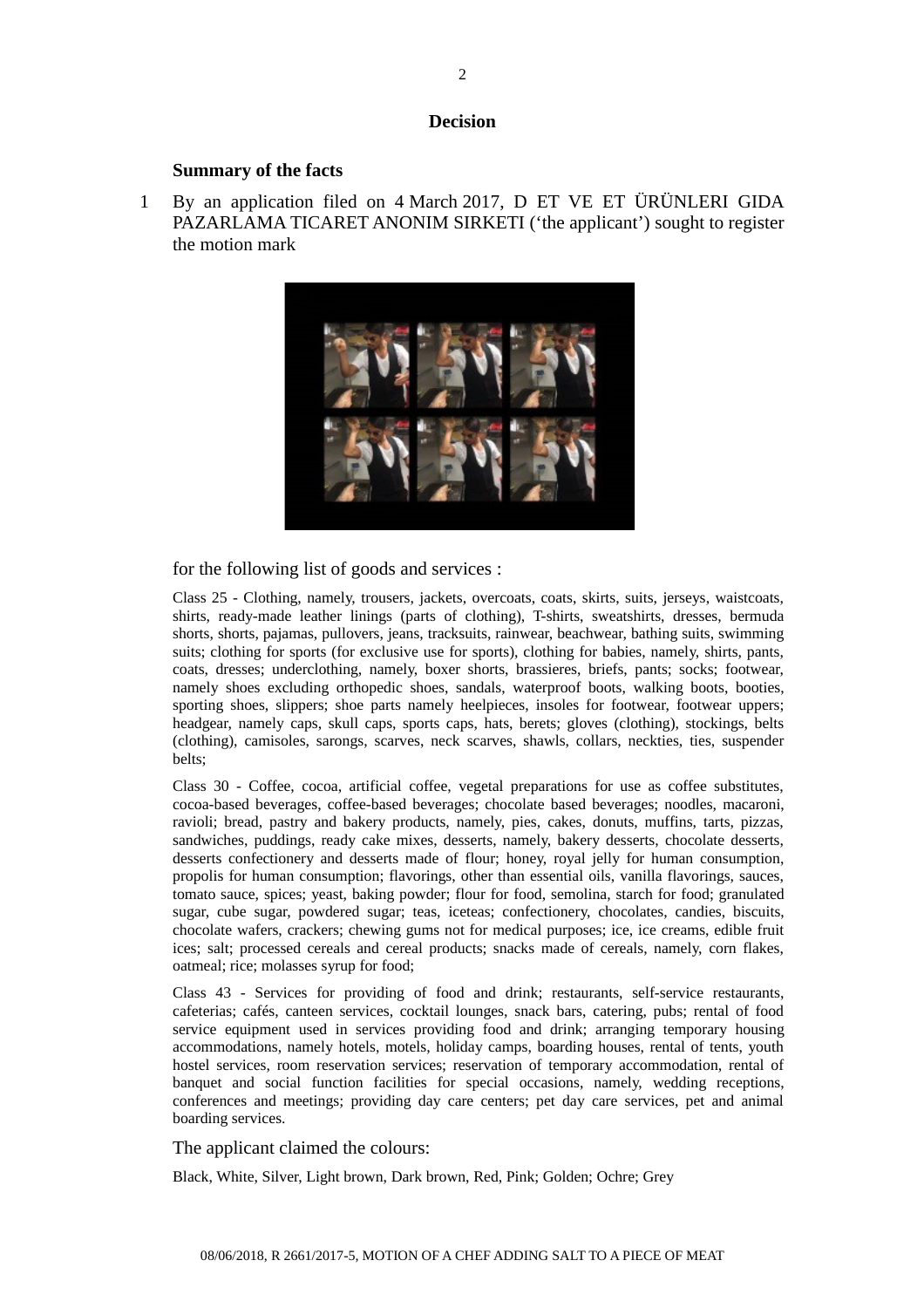**Decision**

**Summary of the facts**

1 By an application filed on 4 March 2017, D ET VE ET ÜRÜNLERI GIDA PAZARLAMA TICARET ANONIM SIRKETI ('the applicant') sought to register the motion mark

for the following list of goods and services :

Class 25 - Clothing, namely, trousers, jackets, overcoats, coats, skirts, suits, jerseys, waistcoats, shirts, ready-made leather linings (parts of clothing), T-shirts, sweatshirts, dresses, bermuda shorts, shorts, pajamas, pullovers, jeans, tracksuits, rainwear, beachwear, bathing suits, swimming suits; clothing for sports (for exclusive use for sports), clothing for babies, namely, shirts, pants, coats, dresses; underclothing, namely, boxer shorts, brassieres, briefs, pants; socks; footwear, namely shoes excluding orthopedic shoes, sandals, waterproof boots, walking boots, booties, sporting shoes, slippers; shoe parts namely heelpieces, insoles for footwear, footwear uppers; headgear, namely caps, skull caps, sports caps, hats, berets; gloves (clothing), stockings, belts (clothing), camisoles, sarongs, scarves, neck scarves, shawls, collars, neckties, ties, suspender belts;

Class 30 - Coffee, cocoa, artificial coffee, vegetal preparations for use as coffee substitutes, cocoa-based beverages, coffee-based beverages; chocolate based beverages; noodles, macaroni, ravioli; bread, pastry and bakery products, namely, pies, cakes, donuts, muffins, tarts, pizzas, sandwiches, puddings, ready cake mixes, desserts, namely, bakery desserts, chocolate desserts, desserts confectionery and desserts made of flour; honey, royal jelly for human consumption, propolis for human consumption; flavorings, other than essential oils, vanilla flavorings, sauces, tomato sauce, spices; yeast, baking powder; flour for food, semolina, starch for food; granulated sugar, cube sugar, powdered sugar; teas, iceteas; confectionery, chocolates, candies, biscuits, chocolate wafers, crackers; chewing gums not for medical purposes; ice, ice creams, edible fruit ices; salt; processed cereals and cereal products; snacks made of cereals, namely, corn flakes, oatmeal; rice; molasses syrup for food;

Class 43 - Services for providing of food and drink; restaurants, self-service restaurants, cafeterias; cafés, canteen services, cocktail lounges, snack bars, catering, pubs; rental of food service equipment used in services providing food and drink; arranging temporary housing accommodations, namely hotels, motels, holiday camps, boarding houses, rental of tents, youth hostel services, room reservation services; reservation of temporary accommodation, rental of banquet and social function facilities for special occasions, namely, wedding receptions, conferences and meetings; providing day care centers; pet day care services, pet and animal boarding services.

The applicant claimed the colours:

Black, White, Silver, Light brown, Dark brown, Red, Pink; Golden; Ochre; Grey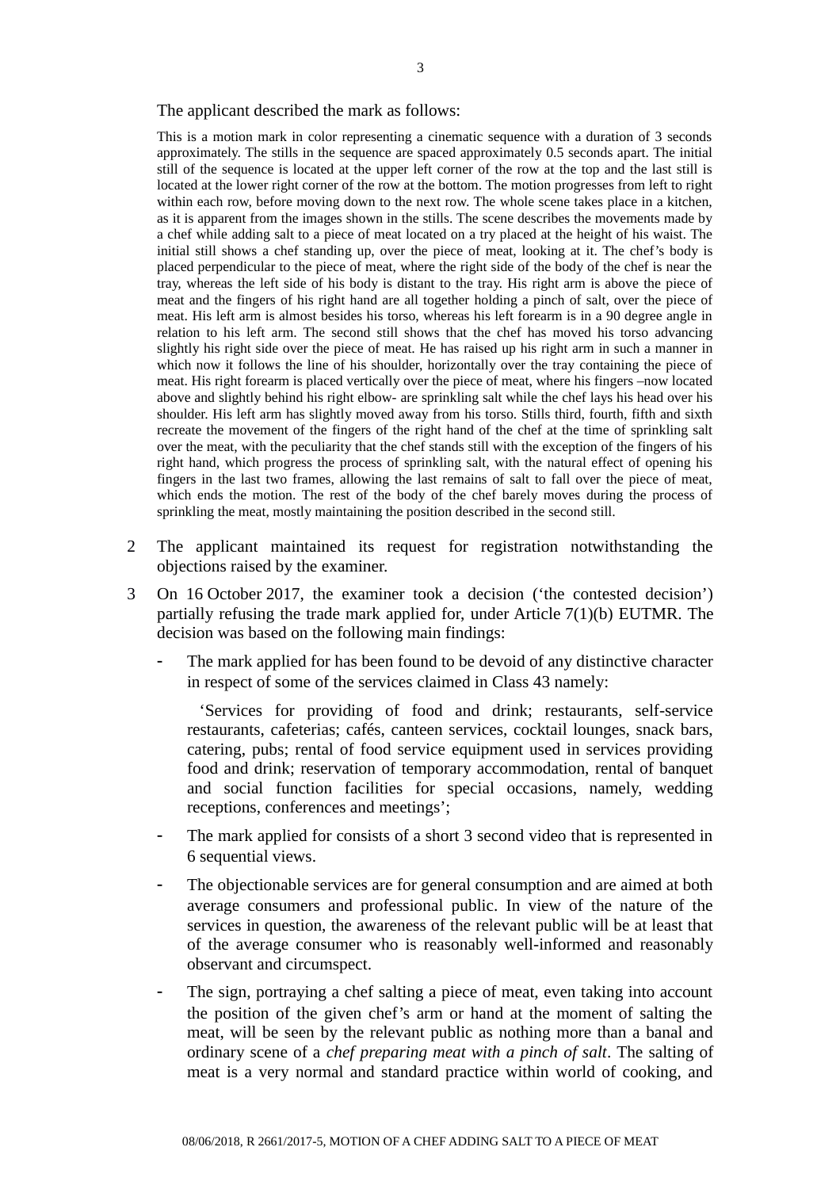The applicant described the mark as follows:

> This is a motion mark in color representing a cinematic sequence with a duration of 3 seconds approximately. The stills in the sequence are spaced approximately 0.5 seconds apart. The initial still of the sequence is located at the upper left corner of the row at the top and the last still is located at the lower right corner of the row at the bottom. The motion progresses from left to right within each row, before moving down to the next row. The whole scene takes place in a kitchen, as it is apparent from the images shown in the stills. The scene describes the movements made by a chef while adding salt to a piece of meat located on a try placed at the height of his waist. The initial still shows a chef standing up, over the piece of meat, looking at it. The chef's body is placed perpendicular to the piece of meat, where the right side of the body of the chef is near the tray, whereas the left side of his body is distant to the tray. His right arm is above the piece of meat and the fingers of his right hand are all together holding a pinch of salt, over the piece of meat. His left arm is almost besides his torso, whereas his left forearm is in a 90 degree angle in relation to his left arm. The second still shows that the chef has moved his torso advancing slightly his right side over the piece of meat. He has raised up his right arm in such a manner in which now it follows the line of his shoulder, horizontally over the tray containing the piece of meat. His right forearm is placed vertically over the piece of meat, where his fingers –now located above and slightly behind his right elbow- are sprinkling salt while the chef lays his head over his shoulder. His left arm has slightly moved away from his torso. Stills third, fourth, fifth and sixth recreate the movement of the fingers of the right hand of the chef at the time of sprinkling salt over the meat, with the peculiarity that the chef stands still with the exception of the fingers of his right hand, which progress the process of sprinkling salt, with the natural effect of opening his fingers in the last two frames, allowing the last remains of salt to fall over the piece of meat, which ends the motion. The rest of the body of the chef barely moves during the process of sprinkling the meat, mostly maintaining the position described in the second still.

2 The applicant maintained its request for registration notwithstanding the objections raised by the examiner.

3 On 16 October 2017, the examiner took a decision ('the contested decision') partially refusing the trade mark applied for, under Article 7(1)(b) EUTMR. The decision was based on the following main findings:

- The mark applied for has been found to be devoid of any distinctive character in respect of some of the services claimed in Class 43 namely:

  'Services for providing of food and drink; restaurants, self-service restaurants, cafeterias; cafés, canteen services, cocktail lounges, snack bars, catering, pubs; rental of food service equipment used in services providing food and drink; reservation of temporary accommodation, rental of banquet and social function facilities for special occasions, namely, wedding receptions, conferences and meetings';

- The mark applied for consists of a short 3 second video that is represented in 6 sequential views.

- The objectionable services are for general consumption and are aimed at both average consumers and professional public. In view of the nature of the services in question, the awareness of the relevant public will be at least that of the average consumer who is reasonably well-informed and reasonably observant and circumspect.

- The sign, portraying a chef salting a piece of meat, even taking into account the position of the given chef's arm or hand at the moment of salting the meat, will be seen by the relevant public as nothing more than a banal and ordinary scene of a *chef preparing meat with a pinch of salt*. The salting of meat is a very normal and standard practice within world of cooking, and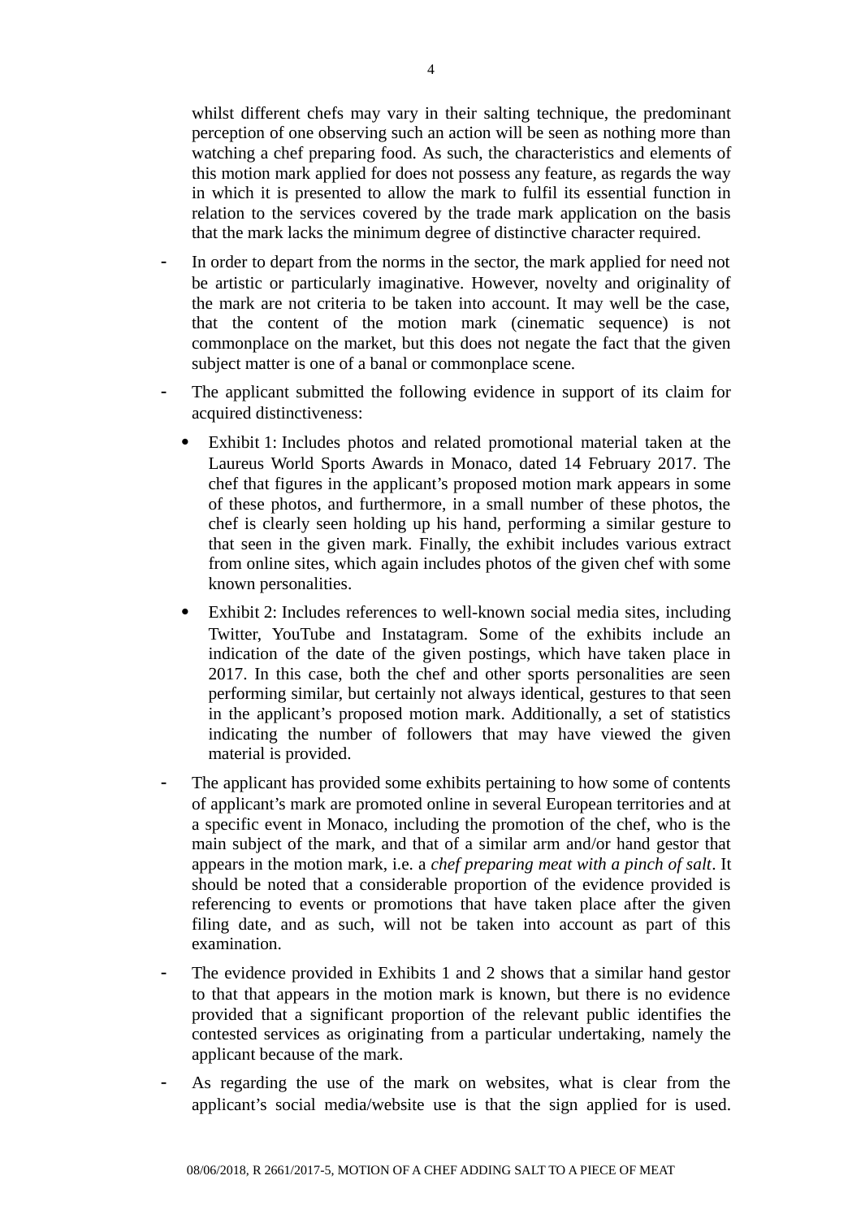whilst different chefs may vary in their salting technique, the predominant perception of one observing such an action will be seen as nothing more than watching a chef preparing food. As such, the characteristics and elements of this motion mark applied for does not possess any feature, as regards the way in which it is presented to allow the mark to fulfil its essential function in relation to the services covered by the trade mark application on the basis that the mark lacks the minimum degree of distinctive character required.

- In order to depart from the norms in the sector, the mark applied for need not be artistic or particularly imaginative. However, novelty and originality of the mark are not criteria to be taken into account. It may well be the case, that the content of the motion mark (cinematic sequence) is not commonplace on the market, but this does not negate the fact that the given subject matter is one of a banal or commonplace scene.
- The applicant submitted the following evidence in support of its claim for acquired distinctiveness:
  - Exhibit 1: Includes photos and related promotional material taken at the Laureus World Sports Awards in Monaco, dated 14 February 2017. The chef that figures in the applicant's proposed motion mark appears in some of these photos, and furthermore, in a small number of these photos, the chef is clearly seen holding up his hand, performing a similar gesture to that seen in the given mark. Finally, the exhibit includes various extract from online sites, which again includes photos of the given chef with some known personalities.
  - Exhibit 2: Includes references to well-known social media sites, including Twitter, YouTube and Instatagram. Some of the exhibits include an indication of the date of the given postings, which have taken place in 2017. In this case, both the chef and other sports personalities are seen performing similar, but certainly not always identical, gestures to that seen in the applicant's proposed motion mark. Additionally, a set of statistics indicating the number of followers that may have viewed the given material is provided.
- The applicant has provided some exhibits pertaining to how some of contents of applicant's mark are promoted online in several European territories and at a specific event in Monaco, including the promotion of the chef, who is the main subject of the mark, and that of a similar arm and/or hand gestor that appears in the motion mark, i.e. a *chef preparing meat with a pinch of salt*. It should be noted that a considerable proportion of the evidence provided is referencing to events or promotions that have taken place after the given filing date, and as such, will not be taken into account as part of this examination.
- The evidence provided in Exhibits 1 and 2 shows that a similar hand gestor to that that appears in the motion mark is known, but there is no evidence provided that a significant proportion of the relevant public identifies the contested services as originating from a particular undertaking, namely the applicant because of the mark.
- As regarding the use of the mark on websites, what is clear from the applicant's social media/website use is that the sign applied for is used.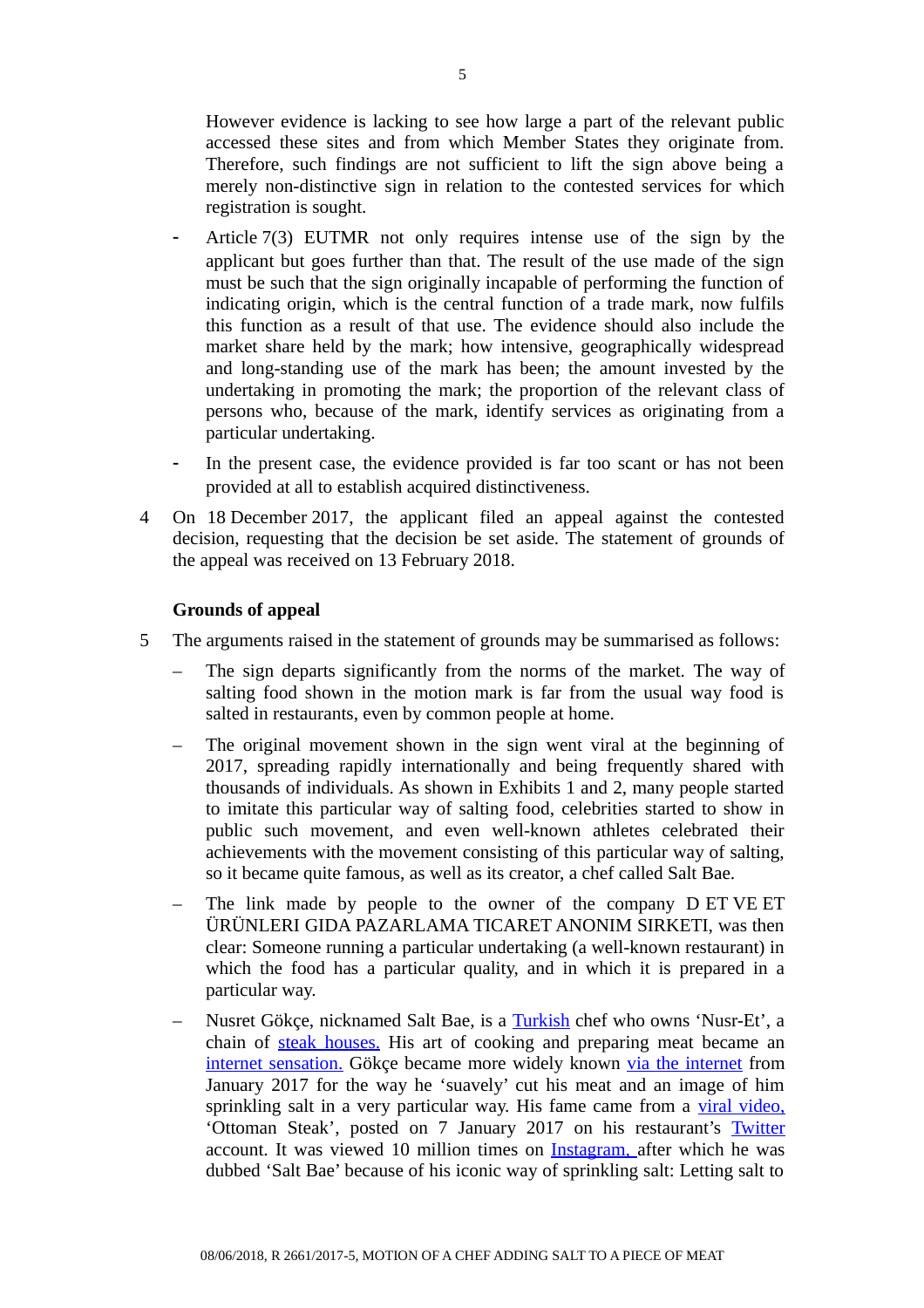However evidence is lacking to see how large a part of the relevant public accessed these sites and from which Member States they originate from. Therefore, such findings are not sufficient to lift the sign above being a merely non-distinctive sign in relation to the contested services for which registration is sought.

- Article 7(3) EUTMR not only requires intense use of the sign by the applicant but goes further than that. The result of the use made of the sign must be such that the sign originally incapable of performing the function of indicating origin, which is the central function of a trade mark, now fulfils this function as a result of that use. The evidence should also include the market share held by the mark; how intensive, geographically widespread and long-standing use of the mark has been; the amount invested by the undertaking in promoting the mark; the proportion of the relevant class of persons who, because of the mark, identify services as originating from a particular undertaking.
- In the present case, the evidence provided is far too scant or has not been provided at all to establish acquired distinctiveness.

4 On 18 December 2017, the applicant filed an appeal against the contested decision, requesting that the decision be set aside. The statement of grounds of the appeal was received on 13 February 2018.

**Grounds of appeal**

5 The arguments raised in the statement of grounds may be summarised as follows:

- The sign departs significantly from the norms of the market. The way of salting food shown in the motion mark is far from the usual way food is salted in restaurants, even by common people at home.
- The original movement shown in the sign went viral at the beginning of 2017, spreading rapidly internationally and being frequently shared with thousands of individuals. As shown in Exhibits 1 and 2, many people started to imitate this particular way of salting food, celebrities started to show in public such movement, and even well-known athletes celebrated their achievements with the movement consisting of this particular way of salting, so it became quite famous, as well as its creator, a chef called Salt Bae.
- The link made by people to the owner of the company D ET VE ET ÜRÜNLERI GIDA PAZARLAMA TICARET ANONIM SIRKETI, was then clear: Someone running a particular undertaking (a well-known restaurant) in which the food has a particular quality, and in which it is prepared in a particular way.
- Nusret Gökçe, nicknamed Salt Bae, is a Turkish chef who owns 'Nusr-Et', a chain of steak houses. His art of cooking and preparing meat became an internet sensation. Gökçe became more widely known via the internet from January 2017 for the way he 'suavely' cut his meat and an image of him sprinkling salt in a very particular way. His fame came from a viral video, 'Ottoman Steak', posted on 7 January 2017 on his restaurant's Twitter account. It was viewed 10 million times on Instagram, after which he was dubbed 'Salt Bae' because of his iconic way of sprinkling salt: Letting salt to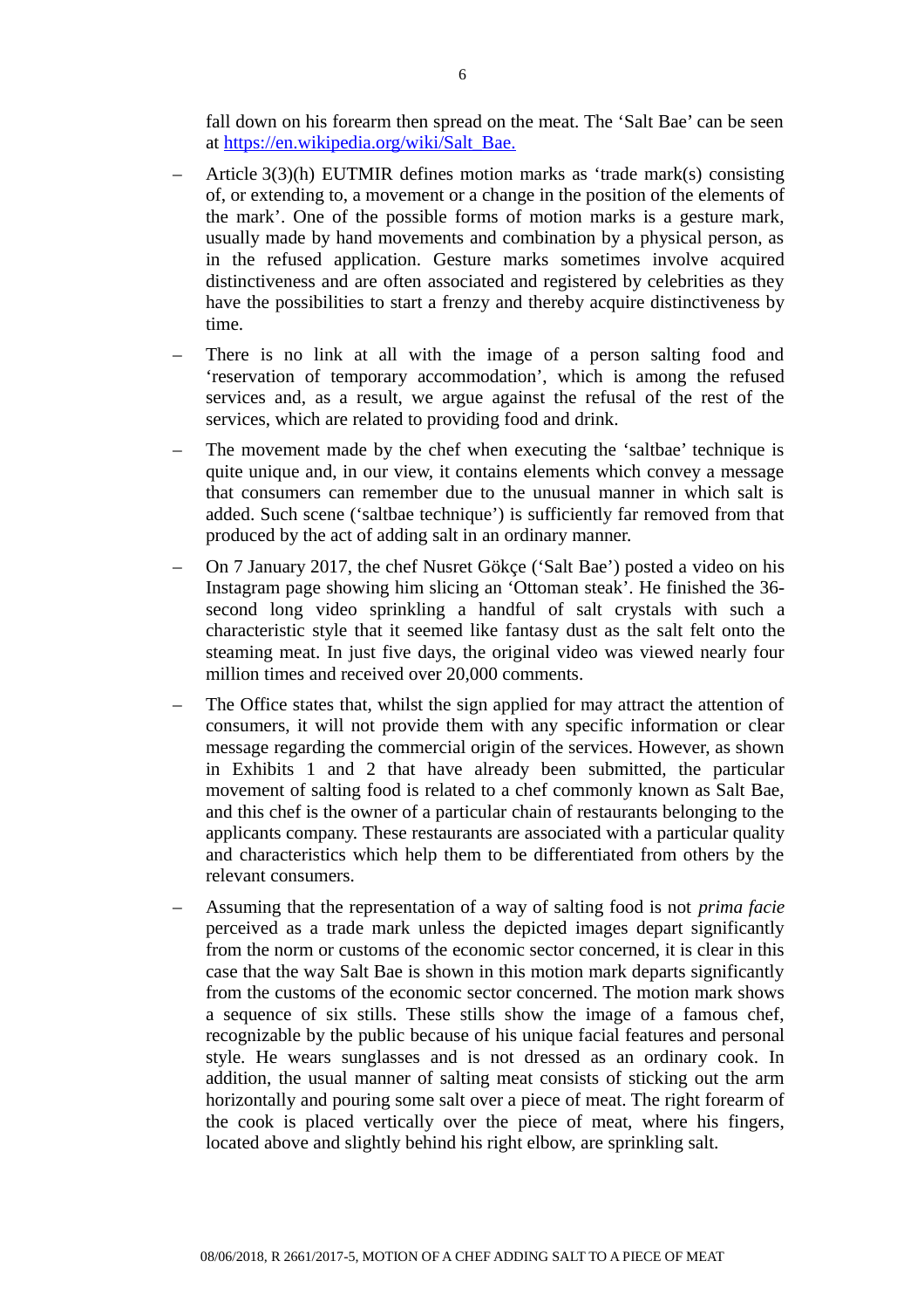fall down on his forearm then spread on the meat. The 'Salt Bae' can be seen at https://en.wikipedia.org/wiki/Salt_Bae.

- Article 3(3)(h) EUTMIR defines motion marks as 'trade mark(s) consisting of, or extending to, a movement or a change in the position of the elements of the mark'. One of the possible forms of motion marks is a gesture mark, usually made by hand movements and combination by a physical person, as in the refused application. Gesture marks sometimes involve acquired distinctiveness and are often associated and registered by celebrities as they have the possibilities to start a frenzy and thereby acquire distinctiveness by time.

- There is no link at all with the image of a person salting food and 'reservation of temporary accommodation', which is among the refused services and, as a result, we argue against the refusal of the rest of the services, which are related to providing food and drink.

- The movement made by the chef when executing the 'saltbae' technique is quite unique and, in our view, it contains elements which convey a message that consumers can remember due to the unusual manner in which salt is added. Such scene ('saltbae technique') is sufficiently far removed from that produced by the act of adding salt in an ordinary manner.

- On 7 January 2017, the chef Nusret Gökçe ('Salt Bae') posted a video on his Instagram page showing him slicing an 'Ottoman steak'. He finished the 36-second long video sprinkling a handful of salt crystals with such a characteristic style that it seemed like fantasy dust as the salt felt onto the steaming meat. In just five days, the original video was viewed nearly four million times and received over 20,000 comments.

- The Office states that, whilst the sign applied for may attract the attention of consumers, it will not provide them with any specific information or clear message regarding the commercial origin of the services. However, as shown in Exhibits 1 and 2 that have already been submitted, the particular movement of salting food is related to a chef commonly known as Salt Bae, and this chef is the owner of a particular chain of restaurants belonging to the applicants company. These restaurants are associated with a particular quality and characteristics which help them to be differentiated from others by the relevant consumers.

- Assuming that the representation of a way of salting food is not *prima facie* perceived as a trade mark unless the depicted images depart significantly from the norm or customs of the economic sector concerned, it is clear in this case that the way Salt Bae is shown in this motion mark departs significantly from the customs of the economic sector concerned. The motion mark shows a sequence of six stills. These stills show the image of a famous chef, recognizable by the public because of his unique facial features and personal style. He wears sunglasses and is not dressed as an ordinary cook. In addition, the usual manner of salting meat consists of sticking out the arm horizontally and pouring some salt over a piece of meat. The right forearm of the cook is placed vertically over the piece of meat, where his fingers, located above and slightly behind his right elbow, are sprinkling salt.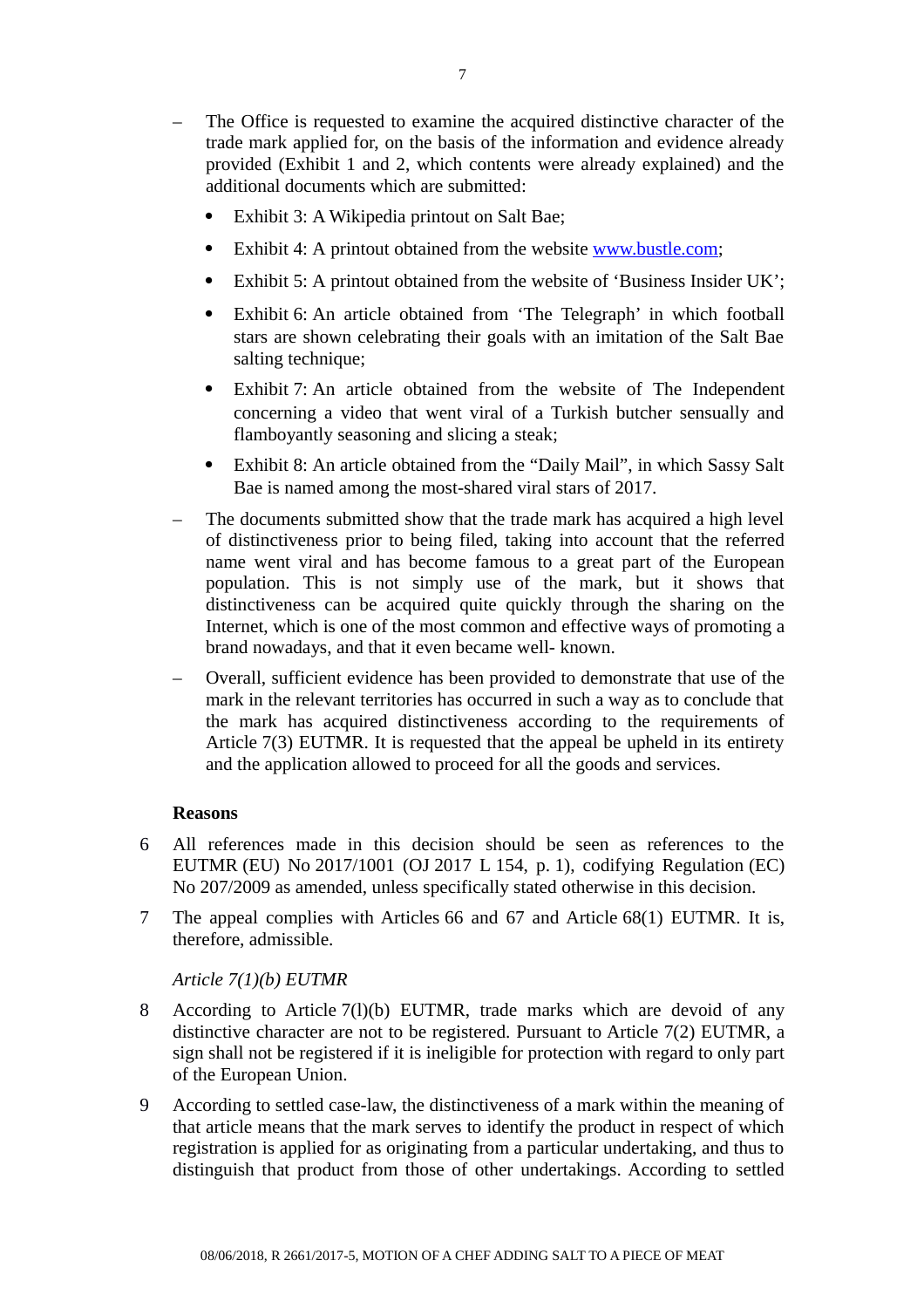– The Office is requested to examine the acquired distinctive character of the trade mark applied for, on the basis of the information and evidence already provided (Exhibit 1 and 2, which contents were already explained) and the additional documents which are submitted:

  - Exhibit 3: A Wikipedia printout on Salt Bae;
  - Exhibit 4: A printout obtained from the website [www.bustle.com](www.bustle.com);
  - Exhibit 5: A printout obtained from the website of 'Business Insider UK';
  - Exhibit 6: An article obtained from 'The Telegraph' in which football stars are shown celebrating their goals with an imitation of the Salt Bae salting technique;
  - Exhibit 7: An article obtained from the website of The Independent concerning a video that went viral of a Turkish butcher sensually and flamboyantly seasoning and slicing a steak;
  - Exhibit 8: An article obtained from the "Daily Mail", in which Sassy Salt Bae is named among the most-shared viral stars of 2017.

– The documents submitted show that the trade mark has acquired a high level of distinctiveness prior to being filed, taking into account that the referred name went viral and has become famous to a great part of the European population. This is not simply use of the mark, but it shows that distinctiveness can be acquired quite quickly through the sharing on the Internet, which is one of the most common and effective ways of promoting a brand nowadays, and that it even became well- known.

– Overall, sufficient evidence has been provided to demonstrate that use of the mark in the relevant territories has occurred in such a way as to conclude that the mark has acquired distinctiveness according to the requirements of Article 7(3) EUTMR. It is requested that the appeal be upheld in its entirety and the application allowed to proceed for all the goods and services.

**Reasons**

6 All references made in this decision should be seen as references to the EUTMR (EU) No 2017/1001 (OJ 2017 L 154, p. 1), codifying Regulation (EC) No 207/2009 as amended, unless specifically stated otherwise in this decision.

7 The appeal complies with Articles 66 and 67 and Article 68(1) EUTMR. It is, therefore, admissible.

*Article 7(1)(b) EUTMR*

8 According to Article 7(l)(b) EUTMR, trade marks which are devoid of any distinctive character are not to be registered. Pursuant to Article 7(2) EUTMR, a sign shall not be registered if it is ineligible for protection with regard to only part of the European Union.

9 According to settled case-law, the distinctiveness of a mark within the meaning of that article means that the mark serves to identify the product in respect of which registration is applied for as originating from a particular undertaking, and thus to distinguish that product from those of other undertakings. According to settled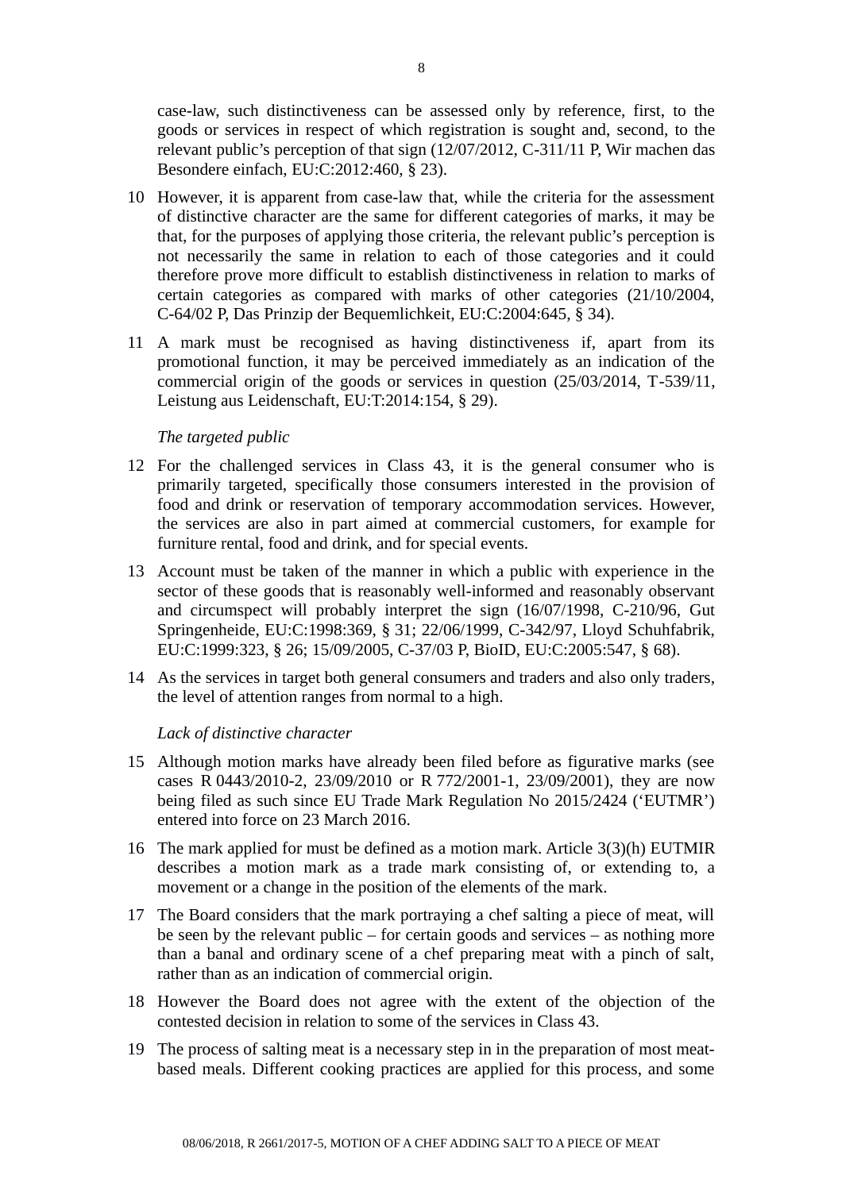case-law, such distinctiveness can be assessed only by reference, first, to the goods or services in respect of which registration is sought and, second, to the relevant public's perception of that sign (12/07/2012, C-311/11 P, Wir machen das Besondere einfach, EU:C:2012:460, § 23).

10 However, it is apparent from case-law that, while the criteria for the assessment of distinctive character are the same for different categories of marks, it may be that, for the purposes of applying those criteria, the relevant public's perception is not necessarily the same in relation to each of those categories and it could therefore prove more difficult to establish distinctiveness in relation to marks of certain categories as compared with marks of other categories (21/10/2004, C-64/02 P, Das Prinzip der Bequemlichkeit, EU:C:2004:645, § 34).

11 A mark must be recognised as having distinctiveness if, apart from its promotional function, it may be perceived immediately as an indication of the commercial origin of the goods or services in question (25/03/2014, T-539/11, Leistung aus Leidenschaft, EU:T:2014:154, § 29).

*The targeted public*

12 For the challenged services in Class 43, it is the general consumer who is primarily targeted, specifically those consumers interested in the provision of food and drink or reservation of temporary accommodation services. However, the services are also in part aimed at commercial customers, for example for furniture rental, food and drink, and for special events.

13 Account must be taken of the manner in which a public with experience in the sector of these goods that is reasonably well-informed and reasonably observant and circumspect will probably interpret the sign (16/07/1998, C-210/96, Gut Springenheide, EU:C:1998:369, § 31; 22/06/1999, C-342/97, Lloyd Schuhfabrik, EU:C:1999:323, § 26; 15/09/2005, C-37/03 P, BioID, EU:C:2005:547, § 68).

14 As the services in target both general consumers and traders and also only traders, the level of attention ranges from normal to a high.

*Lack of distinctive character*

15 Although motion marks have already been filed before as figurative marks (see cases R 0443/2010-2, 23/09/2010 or R 772/2001-1, 23/09/2001), they are now being filed as such since EU Trade Mark Regulation No 2015/2424 ('EUTMR') entered into force on 23 March 2016.

16 The mark applied for must be defined as a motion mark. Article 3(3)(h) EUTMIR describes a motion mark as a trade mark consisting of, or extending to, a movement or a change in the position of the elements of the mark.

17 The Board considers that the mark portraying a chef salting a piece of meat, will be seen by the relevant public – for certain goods and services – as nothing more than a banal and ordinary scene of a chef preparing meat with a pinch of salt, rather than as an indication of commercial origin.

18 However the Board does not agree with the extent of the objection of the contested decision in relation to some of the services in Class 43.

19 The process of salting meat is a necessary step in in the preparation of most meat-based meals. Different cooking practices are applied for this process, and some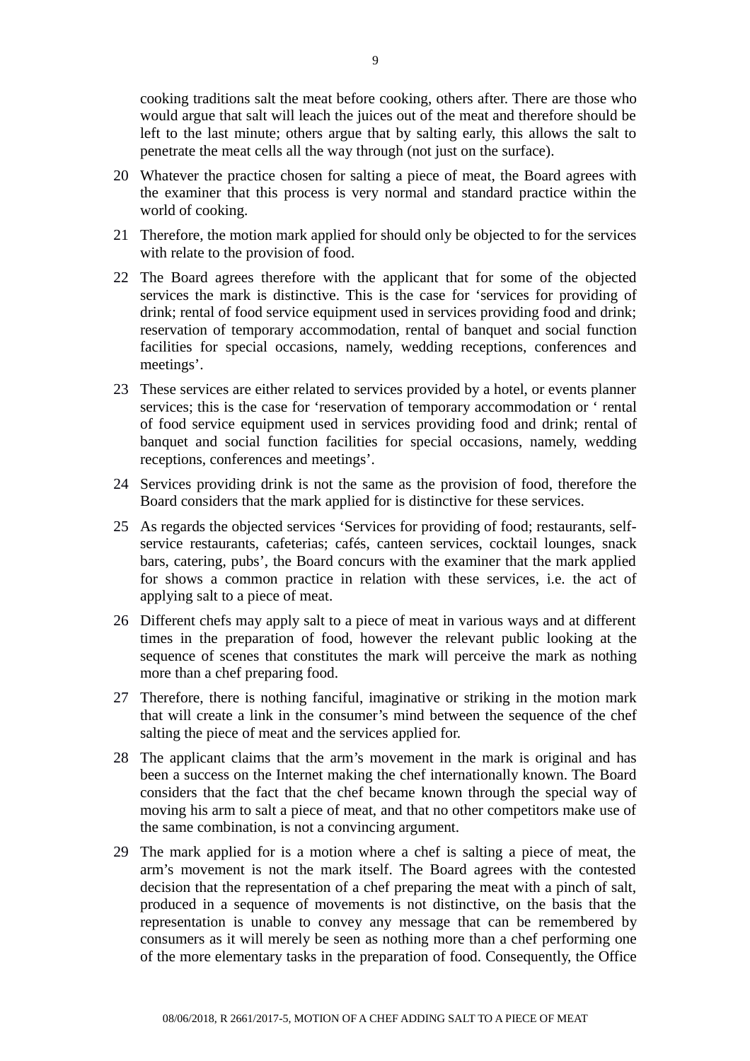cooking traditions salt the meat before cooking, others after. There are those who would argue that salt will leach the juices out of the meat and therefore should be left to the last minute; others argue that by salting early, this allows the salt to penetrate the meat cells all the way through (not just on the surface).

20 Whatever the practice chosen for salting a piece of meat, the Board agrees with the examiner that this process is very normal and standard practice within the world of cooking.

21 Therefore, the motion mark applied for should only be objected to for the services with relate to the provision of food.

22 The Board agrees therefore with the applicant that for some of the objected services the mark is distinctive. This is the case for 'services for providing of drink; rental of food service equipment used in services providing food and drink; reservation of temporary accommodation, rental of banquet and social function facilities for special occasions, namely, wedding receptions, conferences and meetings'.

23 These services are either related to services provided by a hotel, or events planner services; this is the case for 'reservation of temporary accommodation or ' rental of food service equipment used in services providing food and drink; rental of banquet and social function facilities for special occasions, namely, wedding receptions, conferences and meetings'.

24 Services providing drink is not the same as the provision of food, therefore the Board considers that the mark applied for is distinctive for these services.

25 As regards the objected services 'Services for providing of food; restaurants, self-service restaurants, cafeterias; cafés, canteen services, cocktail lounges, snack bars, catering, pubs', the Board concurs with the examiner that the mark applied for shows a common practice in relation with these services, i.e. the act of applying salt to a piece of meat.

26 Different chefs may apply salt to a piece of meat in various ways and at different times in the preparation of food, however the relevant public looking at the sequence of scenes that constitutes the mark will perceive the mark as nothing more than a chef preparing food.

27 Therefore, there is nothing fanciful, imaginative or striking in the motion mark that will create a link in the consumer's mind between the sequence of the chef salting the piece of meat and the services applied for.

28 The applicant claims that the arm's movement in the mark is original and has been a success on the Internet making the chef internationally known. The Board considers that the fact that the chef became known through the special way of moving his arm to salt a piece of meat, and that no other competitors make use of the same combination, is not a convincing argument.

29 The mark applied for is a motion where a chef is salting a piece of meat, the arm's movement is not the mark itself. The Board agrees with the contested decision that the representation of a chef preparing the meat with a pinch of salt, produced in a sequence of movements is not distinctive, on the basis that the representation is unable to convey any message that can be remembered by consumers as it will merely be seen as nothing more than a chef performing one of the more elementary tasks in the preparation of food. Consequently, the Office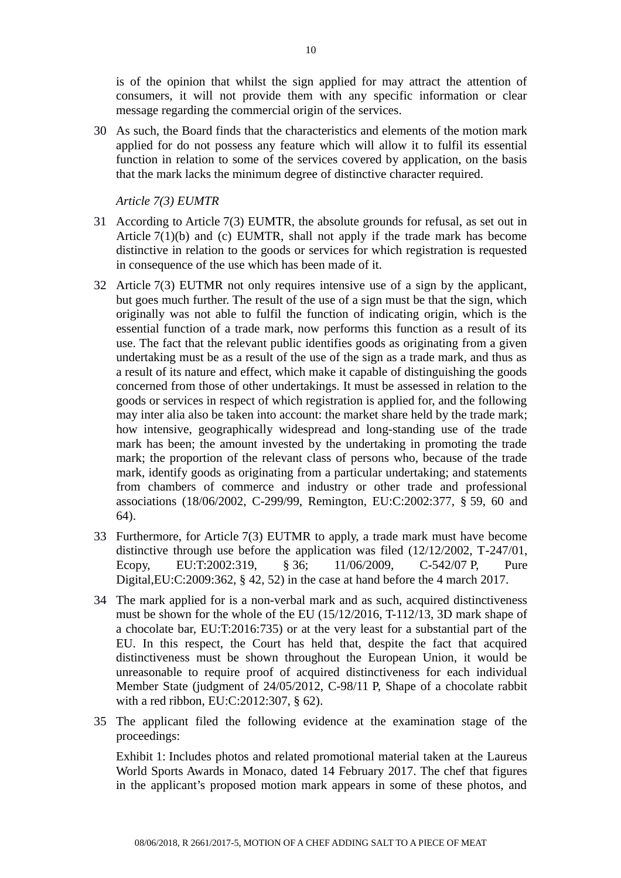is of the opinion that whilst the sign applied for may attract the attention of consumers, it will not provide them with any specific information or clear message regarding the commercial origin of the services.

30 As such, the Board finds that the characteristics and elements of the motion mark applied for do not possess any feature which will allow it to fulfil its essential function in relation to some of the services covered by application, on the basis that the mark lacks the minimum degree of distinctive character required.

*Article 7(3) EUMTR*

31 According to Article 7(3) EUMTR, the absolute grounds for refusal, as set out in Article 7(1)(b) and (c) EUMTR, shall not apply if the trade mark has become distinctive in relation to the goods or services for which registration is requested in consequence of the use which has been made of it.

32 Article 7(3) EUTMR not only requires intensive use of a sign by the applicant, but goes much further. The result of the use of a sign must be that the sign, which originally was not able to fulfil the function of indicating origin, which is the essential function of a trade mark, now performs this function as a result of its use. The fact that the relevant public identifies goods as originating from a given undertaking must be as a result of the use of the sign as a trade mark, and thus as a result of its nature and effect, which make it capable of distinguishing the goods concerned from those of other undertakings. It must be assessed in relation to the goods or services in respect of which registration is applied for, and the following may inter alia also be taken into account: the market share held by the trade mark; how intensive, geographically widespread and long-standing use of the trade mark has been; the amount invested by the undertaking in promoting the trade mark; the proportion of the relevant class of persons who, because of the trade mark, identify goods as originating from a particular undertaking; and statements from chambers of commerce and industry or other trade and professional associations (18/06/2002, C-299/99, Remington, EU:C:2002:377, § 59, 60 and 64).

33 Furthermore, for Article 7(3) EUTMR to apply, a trade mark must have become distinctive through use before the application was filed (12/12/2002, T-247/01, Ecopy, EU:T:2002:319, § 36; 11/06/2009, C-542/07 P, Pure Digital,EU:C:2009:362, § 42, 52) in the case at hand before the 4 march 2017.

34 The mark applied for is a non-verbal mark and as such, acquired distinctiveness must be shown for the whole of the EU (15/12/2016, T-112/13, 3D mark shape of a chocolate bar, EU:T:2016:735) or at the very least for a substantial part of the EU. In this respect, the Court has held that, despite the fact that acquired distinctiveness must be shown throughout the European Union, it would be unreasonable to require proof of acquired distinctiveness for each individual Member State (judgment of 24/05/2012, C-98/11 P, Shape of a chocolate rabbit with a red ribbon, EU:C:2012:307, § 62).

35 The applicant filed the following evidence at the examination stage of the proceedings:

Exhibit 1: Includes photos and related promotional material taken at the Laureus World Sports Awards in Monaco, dated 14 February 2017. The chef that figures in the applicant's proposed motion mark appears in some of these photos, and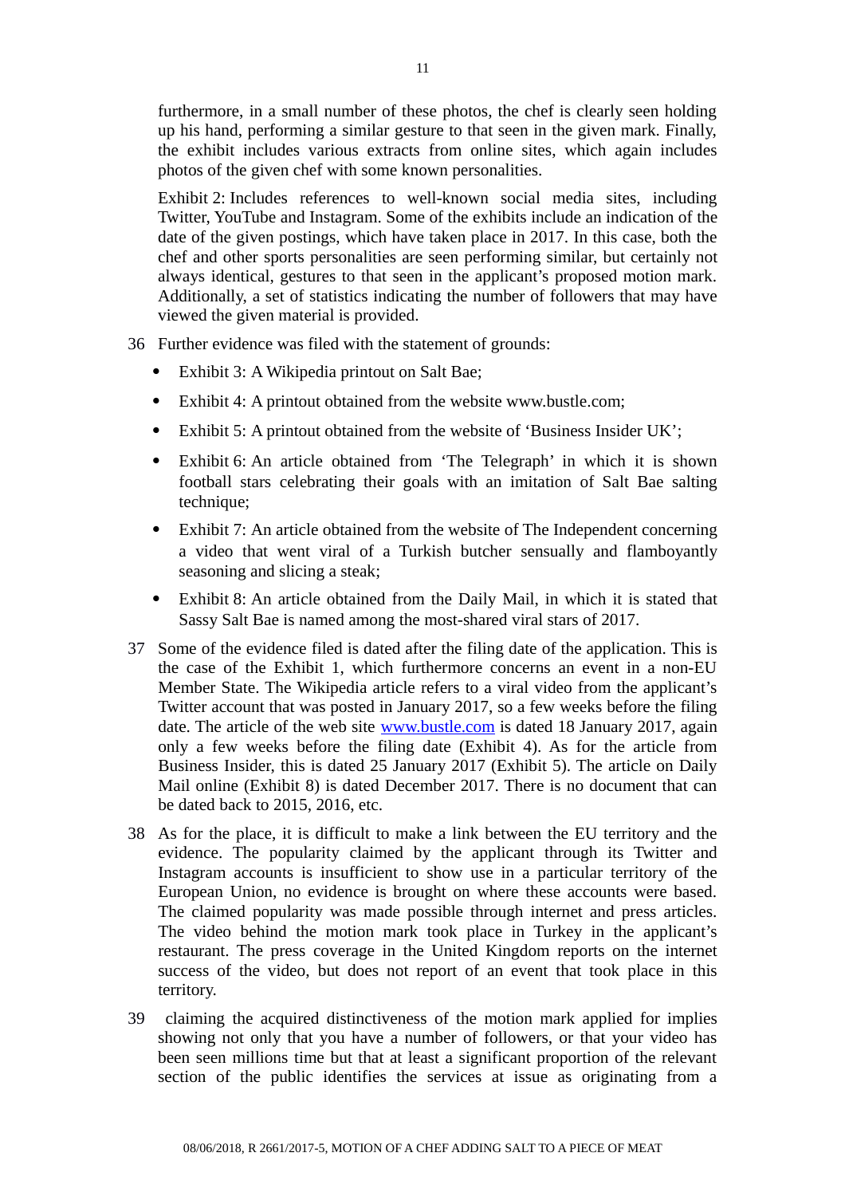furthermore, in a small number of these photos, the chef is clearly seen holding up his hand, performing a similar gesture to that seen in the given mark. Finally, the exhibit includes various extracts from online sites, which again includes photos of the given chef with some known personalities.

Exhibit 2: Includes references to well-known social media sites, including Twitter, YouTube and Instagram. Some of the exhibits include an indication of the date of the given postings, which have taken place in 2017. In this case, both the chef and other sports personalities are seen performing similar, but certainly not always identical, gestures to that seen in the applicant's proposed motion mark. Additionally, a set of statistics indicating the number of followers that may have viewed the given material is provided.

36 Further evidence was filed with the statement of grounds:

- Exhibit 3: A Wikipedia printout on Salt Bae;
- Exhibit 4: A printout obtained from the website www.bustle.com;
- Exhibit 5: A printout obtained from the website of 'Business Insider UK';
- Exhibit 6: An article obtained from 'The Telegraph' in which it is shown football stars celebrating their goals with an imitation of Salt Bae salting technique;
- Exhibit 7: An article obtained from the website of The Independent concerning a video that went viral of a Turkish butcher sensually and flamboyantly seasoning and slicing a steak;
- Exhibit 8: An article obtained from the Daily Mail, in which it is stated that Sassy Salt Bae is named among the most-shared viral stars of 2017.

37 Some of the evidence filed is dated after the filing date of the application. This is the case of the Exhibit 1, which furthermore concerns an event in a non-EU Member State. The Wikipedia article refers to a viral video from the applicant's Twitter account that was posted in January 2017, so a few weeks before the filing date. The article of the web site www.bustle.com is dated 18 January 2017, again only a few weeks before the filing date (Exhibit 4). As for the article from Business Insider, this is dated 25 January 2017 (Exhibit 5). The article on Daily Mail online (Exhibit 8) is dated December 2017. There is no document that can be dated back to 2015, 2016, etc.

38 As for the place, it is difficult to make a link between the EU territory and the evidence. The popularity claimed by the applicant through its Twitter and Instagram accounts is insufficient to show use in a particular territory of the European Union, no evidence is brought on where these accounts were based. The claimed popularity was made possible through internet and press articles. The video behind the motion mark took place in Turkey in the applicant's restaurant. The press coverage in the United Kingdom reports on the internet success of the video, but does not report of an event that took place in this territory.

39 claiming the acquired distinctiveness of the motion mark applied for implies showing not only that you have a number of followers, or that your video has been seen millions time but that at least a significant proportion of the relevant section of the public identifies the services at issue as originating from a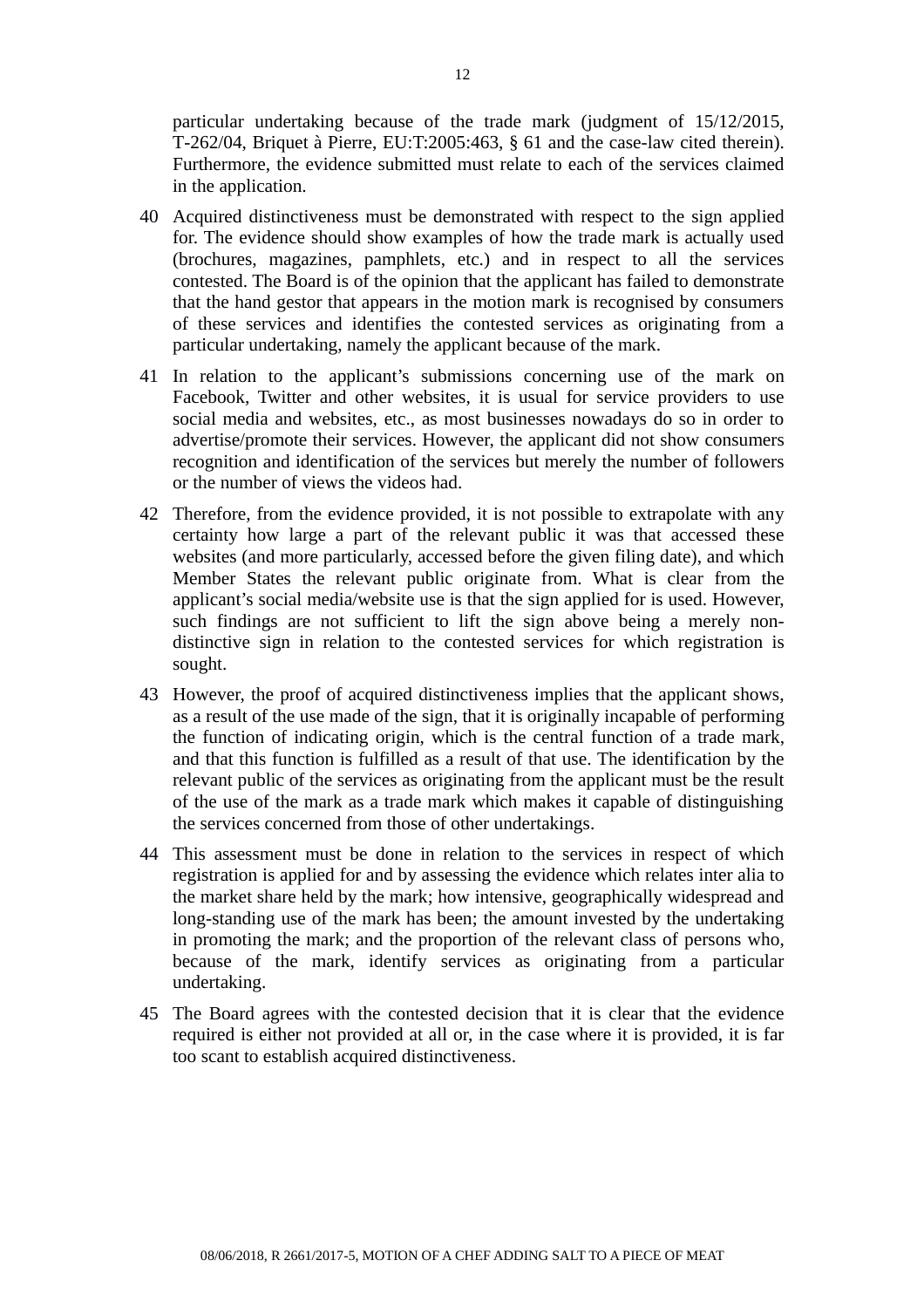particular undertaking because of the trade mark (judgment of 15/12/2015, T-262/04, Briquet à Pierre, EU:T:2005:463, § 61 and the case-law cited therein). Furthermore, the evidence submitted must relate to each of the services claimed in the application.

40 Acquired distinctiveness must be demonstrated with respect to the sign applied for. The evidence should show examples of how the trade mark is actually used (brochures, magazines, pamphlets, etc.) and in respect to all the services contested. The Board is of the opinion that the applicant has failed to demonstrate that the hand gestor that appears in the motion mark is recognised by consumers of these services and identifies the contested services as originating from a particular undertaking, namely the applicant because of the mark.

41 In relation to the applicant's submissions concerning use of the mark on Facebook, Twitter and other websites, it is usual for service providers to use social media and websites, etc., as most businesses nowadays do so in order to advertise/promote their services. However, the applicant did not show consumers recognition and identification of the services but merely the number of followers or the number of views the videos had.

42 Therefore, from the evidence provided, it is not possible to extrapolate with any certainty how large a part of the relevant public it was that accessed these websites (and more particularly, accessed before the given filing date), and which Member States the relevant public originate from. What is clear from the applicant's social media/website use is that the sign applied for is used. However, such findings are not sufficient to lift the sign above being a merely non-distinctive sign in relation to the contested services for which registration is sought.

43 However, the proof of acquired distinctiveness implies that the applicant shows, as a result of the use made of the sign, that it is originally incapable of performing the function of indicating origin, which is the central function of a trade mark, and that this function is fulfilled as a result of that use. The identification by the relevant public of the services as originating from the applicant must be the result of the use of the mark as a trade mark which makes it capable of distinguishing the services concerned from those of other undertakings.

44 This assessment must be done in relation to the services in respect of which registration is applied for and by assessing the evidence which relates inter alia to the market share held by the mark; how intensive, geographically widespread and long-standing use of the mark has been; the amount invested by the undertaking in promoting the mark; and the proportion of the relevant class of persons who, because of the mark, identify services as originating from a particular undertaking.

45 The Board agrees with the contested decision that it is clear that the evidence required is either not provided at all or, in the case where it is provided, it is far too scant to establish acquired distinctiveness.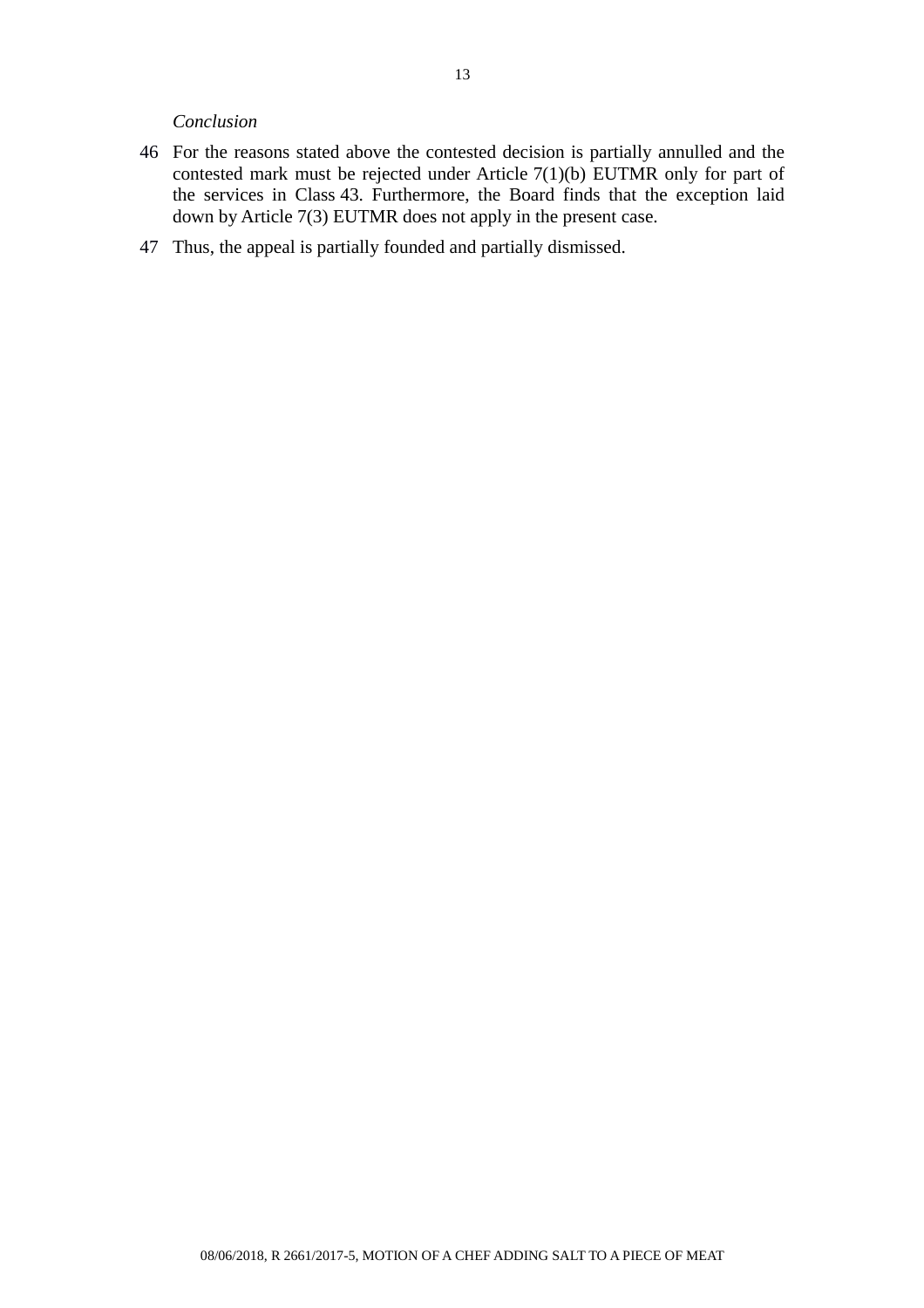*Conclusion*

46 For the reasons stated above the contested decision is partially annulled and the contested mark must be rejected under Article 7(1)(b) EUTMR only for part of the services in Class 43. Furthermore, the Board finds that the exception laid down by Article 7(3) EUTMR does not apply in the present case.

47 Thus, the appeal is partially founded and partially dismissed.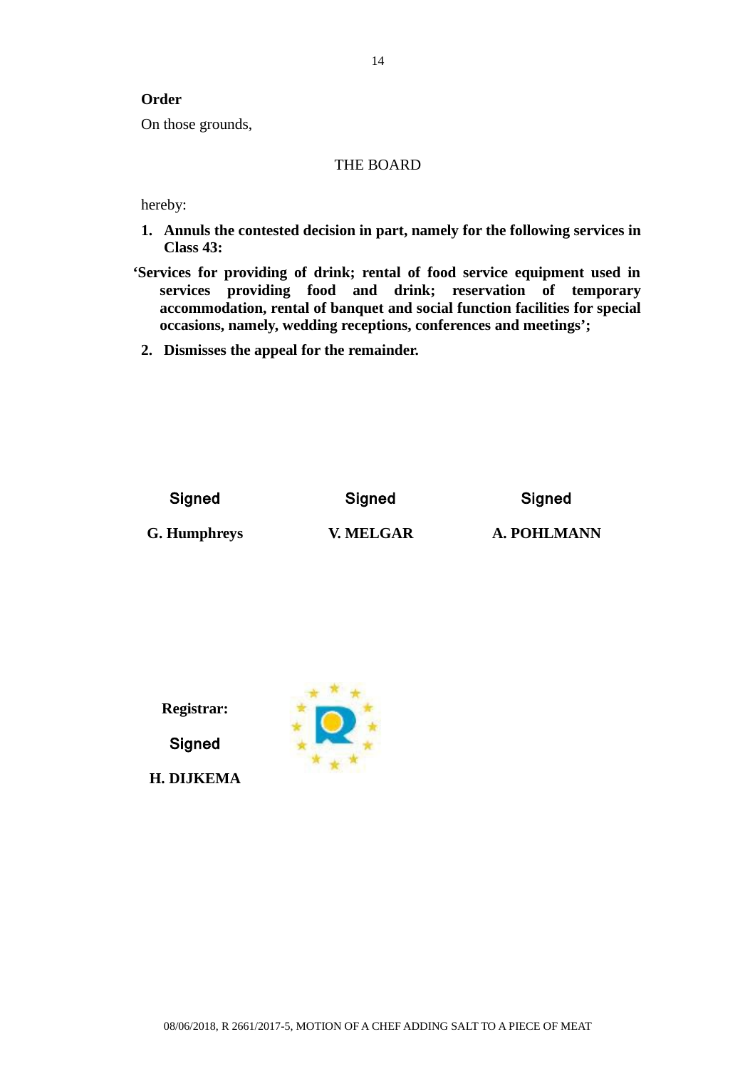**Order**

On those grounds,

THE BOARD

hereby:

1. **Annuls the contested decision in part, namely for the following services in Class 43:**

**'Services for providing of drink; rental of food service equipment used in services providing food and drink; reservation of temporary accommodation, rental of banquet and social function facilities for special occasions, namely, wedding receptions, conferences and meetings';**

2. **Dismisses the appeal for the remainder.**

| | | |
|---|---|---|
| Signed | Signed | Signed |
| **G. Humphreys** | **V. MELGAR** | **A. POHLMANN** |

**Registrar:**

Signed

**H. DIJKEMA**